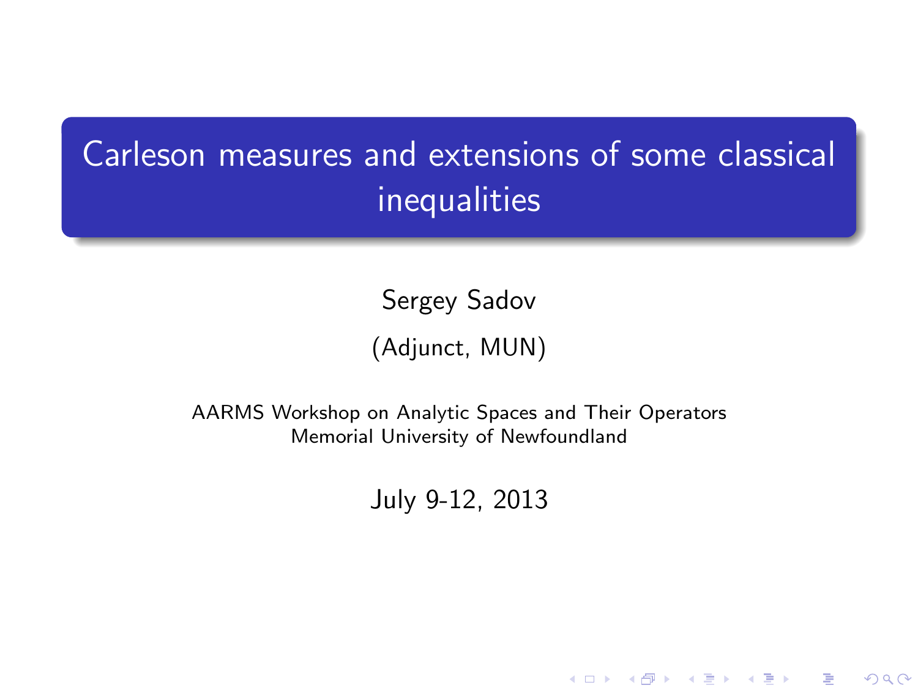# Carleson measures and extensions of some classical inequalities

Sergey Sadov

(Adjunct, MUN)

AARMS Workshop on Analytic Spaces and Their Operators
Memorial University of Newfoundland

July 9-12, 2013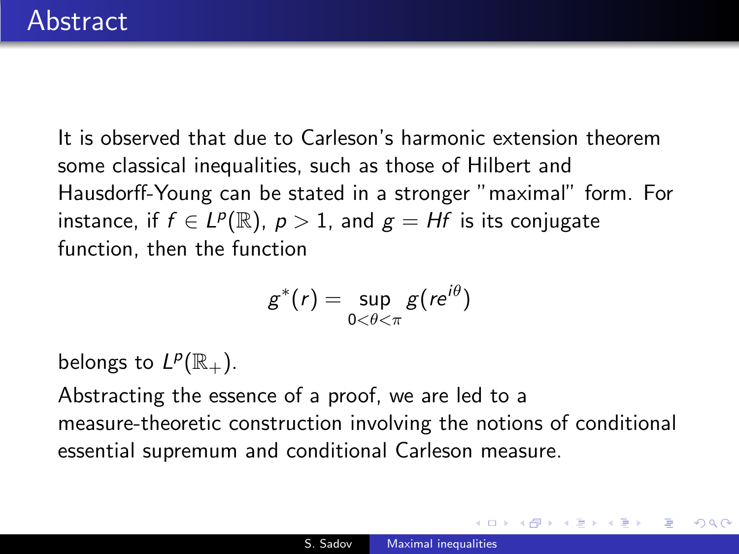# Abstract

It is observed that due to Carleson's harmonic extension theorem some classical inequalities, such as those of Hilbert and Hausdorff-Young can be stated in a stronger "maximal" form. For instance, if $f \in L^p(\mathbb{R})$, $p > 1$, and $g = Hf$ is its conjugate function, then the function

$$g^*(r) = \sup_{0<\theta<\pi} g(re^{i\theta})$$

belongs to $L^p(\mathbb{R}_+)$.

Abstracting the essence of a proof, we are led to a measure-theoretic construction involving the notions of conditional essential supremum and conditional Carleson measure.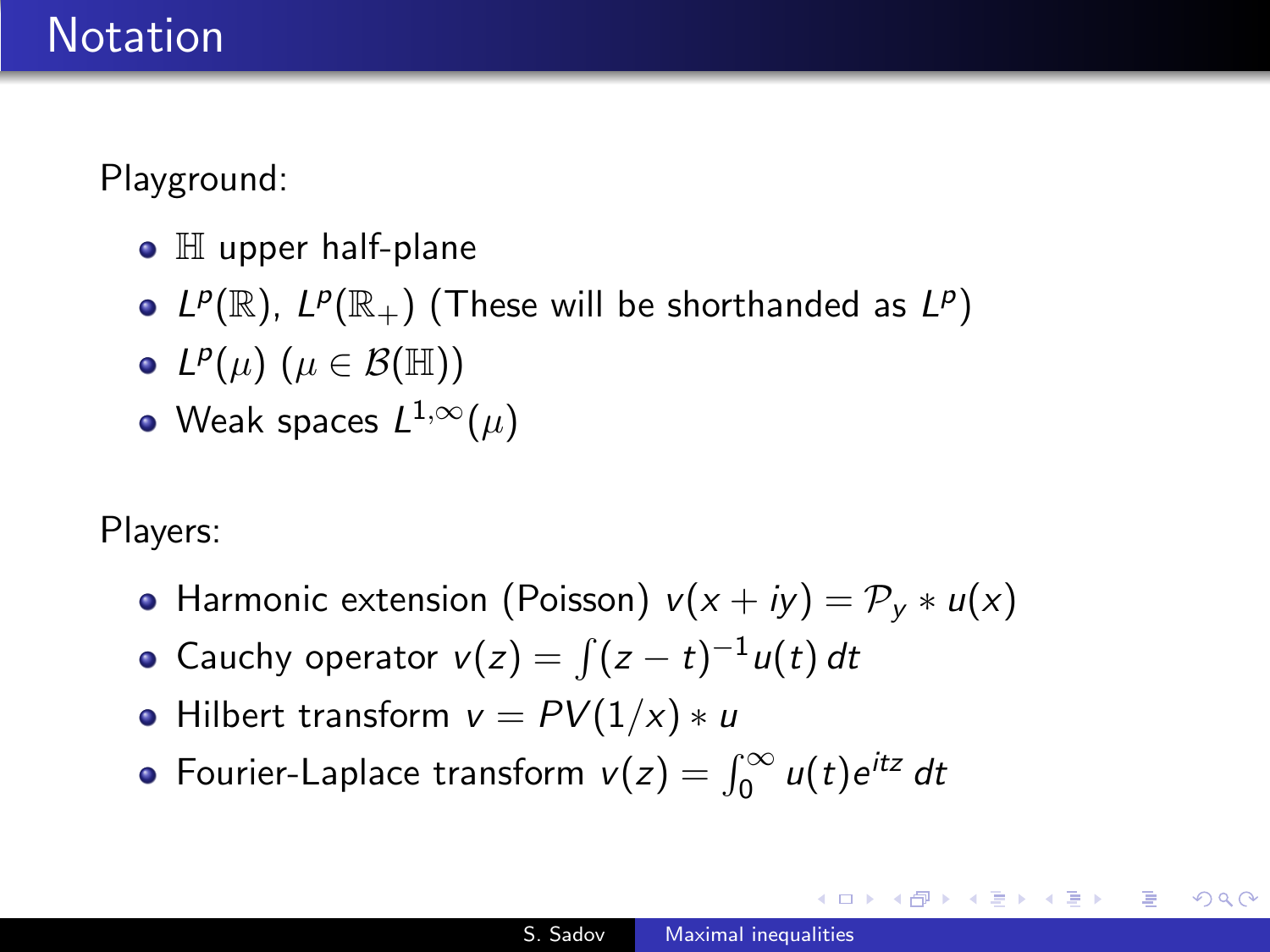# Notation

Playground:

- $\mathbb{H}$ upper half-plane
- $L^p(\mathbb{R})$, $L^p(\mathbb{R}_+)$ (These will be shorthanded as $L^p$)
- $L^p(\mu)$ ($\mu \in \mathcal{B}(\mathbb{H})$)
- Weak spaces $L^{1,\infty}(\mu)$

Players:

- Harmonic extension (Poisson) $v(x+iy) = \mathcal{P}_y * u(x)$
- Cauchy operator $v(z) = \int (z-t)^{-1} u(t)\, dt$
- Hilbert transform $v = PV(1/x) * u$
- Fourier-Laplace transform $v(z) = \int_0^\infty u(t) e^{itz}\, dt$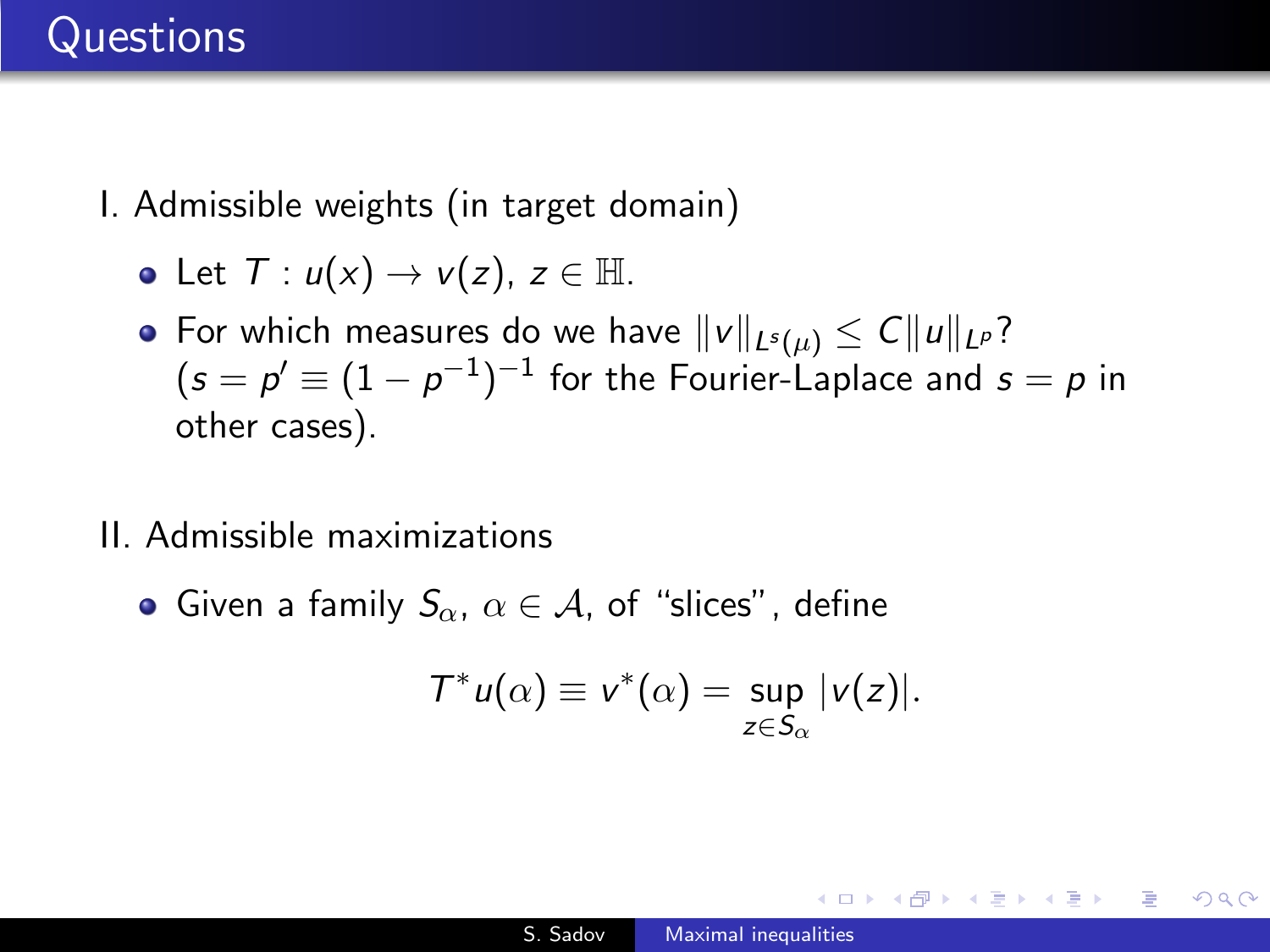# Questions

I. Admissible weights (in target domain)

- Let $T : u(x) \to v(z)$, $z \in \mathbb{H}$.
- For which measures do we have $\|v\|_{L^s(\mu)} \le C\|u\|_{L^p}$? ($s = p' \equiv (1 - p^{-1})^{-1}$ for the Fourier-Laplace and $s = p$ in other cases).

II. Admissible maximizations

- Given a family $S_\alpha$, $\alpha \in \mathcal{A}$, of "slices", define

$$T^* u(\alpha) \equiv v^*(\alpha) = \sup_{z \in S_\alpha} |v(z)|.$$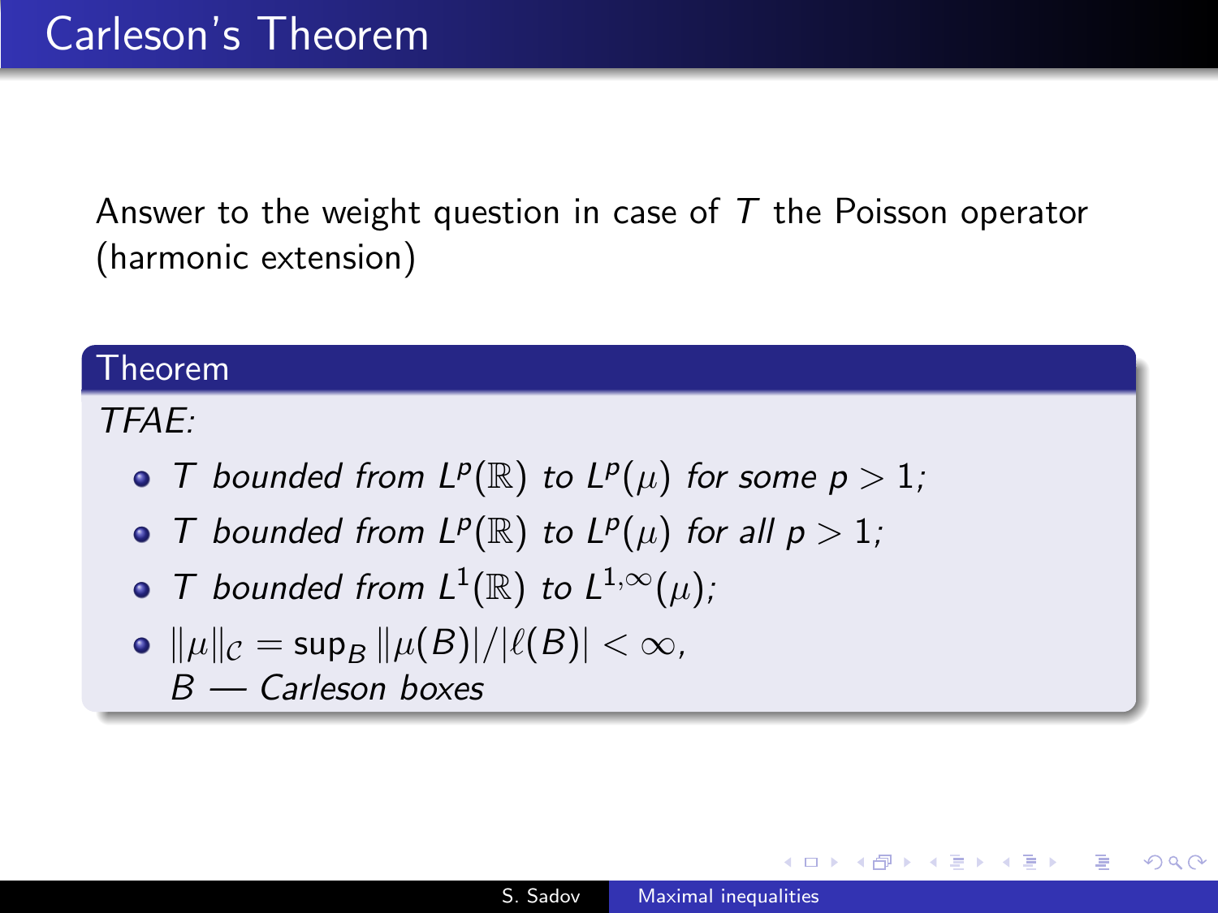# Carleson's Theorem

Answer to the weight question in case of $T$ the Poisson operator (harmonic extension)

**Theorem**

*TFAE:*

- $T$ *bounded from* $L^p(\mathbb{R})$ *to* $L^p(\mu)$ *for some* $p > 1$*;*
- $T$ *bounded from* $L^p(\mathbb{R})$ *to* $L^p(\mu)$ *for all* $p > 1$*;*
- $T$ *bounded from* $L^1(\mathbb{R})$ *to* $L^{1,\infty}(\mu)$*;*
- $\|\mu\|_{\mathcal{C}} = \sup_B \|\mu(B)|/|\ell(B)| < \infty$*,*
  $B$ *— Carleson boxes*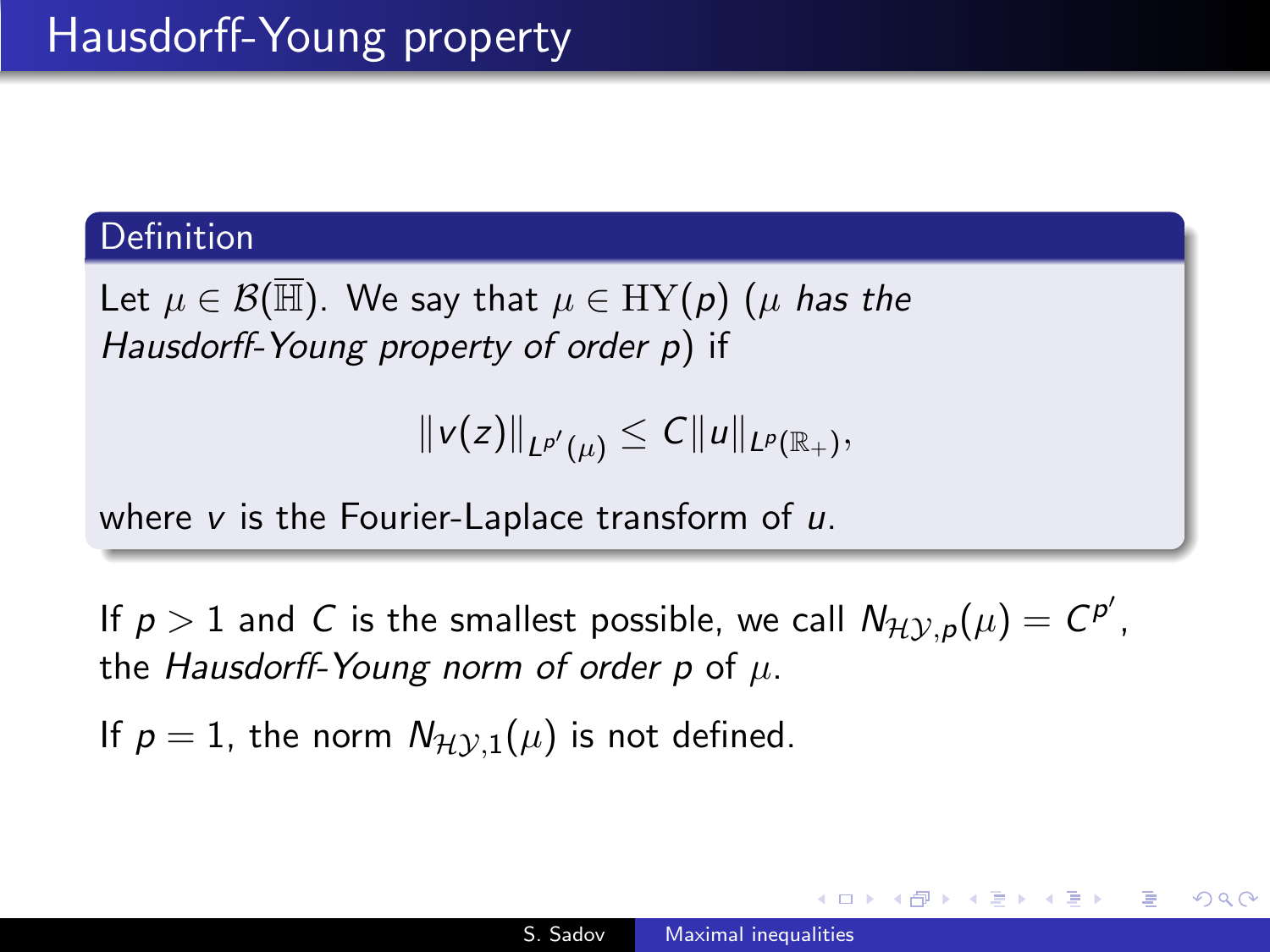# Hausdorff-Young property

**Definition**

Let $\mu \in \mathcal{B}(\overline{\mathbb{H}})$. We say that $\mu \in \mathrm{HY}(p)$ ($\mu$ *has the Hausdorff-Young property of order* $p$) if

$$\|v(z)\|_{L^{p'}(\mu)} \leq C\|u\|_{L^p(\mathbb{R}_+)},$$

where $v$ is the Fourier-Laplace transform of $u$.

If $p > 1$ and $C$ is the smallest possible, we call $N_{\mathcal{HY},p}(\mu) = C^{p'}$, the *Hausdorff-Young norm of order* $p$ of $\mu$.

If $p = 1$, the norm $N_{\mathcal{HY},1}(\mu)$ is not defined.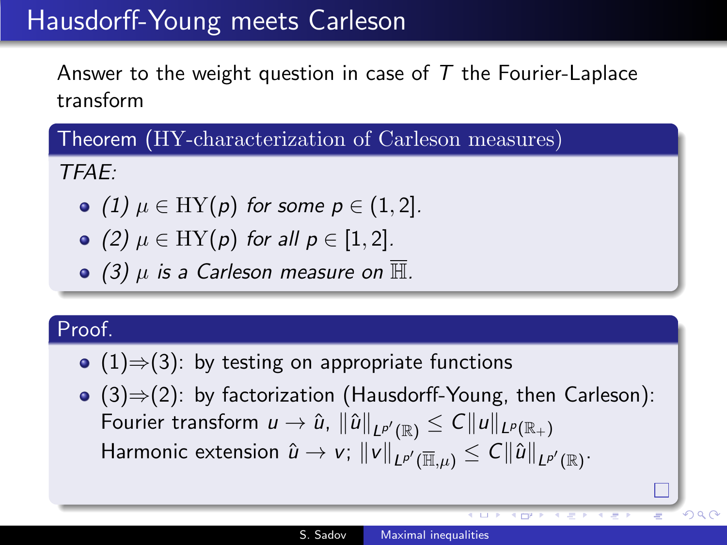# Hausdorff-Young meets Carleson

Answer to the weight question in case of $T$ the Fourier-Laplace transform

**Theorem (HY-characterization of Carleson measures)**

*TFAE:*

- *(1) $\mu \in \mathrm{HY}(p)$ for some $p \in (1, 2]$.*
- *(2) $\mu \in \mathrm{HY}(p)$ for all $p \in [1, 2]$.*
- *(3) $\mu$ is a Carleson measure on $\overline{\mathbb{H}}$.*

**Proof.**

- (1)⇒(3): by testing on appropriate functions
- (3)⇒(2): by factorization (Hausdorff-Young, then Carleson):
  Fourier transform $u \to \hat{u}$, $\|\hat{u}\|_{L^{p'}(\mathbb{R})} \leq C\|u\|_{L^p(\mathbb{R}_+)}$
  Harmonic extension $\hat{u} \to v$; $\|v\|_{L^{p'}(\overline{\mathbb{H}},\mu)} \leq C\|\hat{u}\|_{L^{p'}(\mathbb{R})}$.

□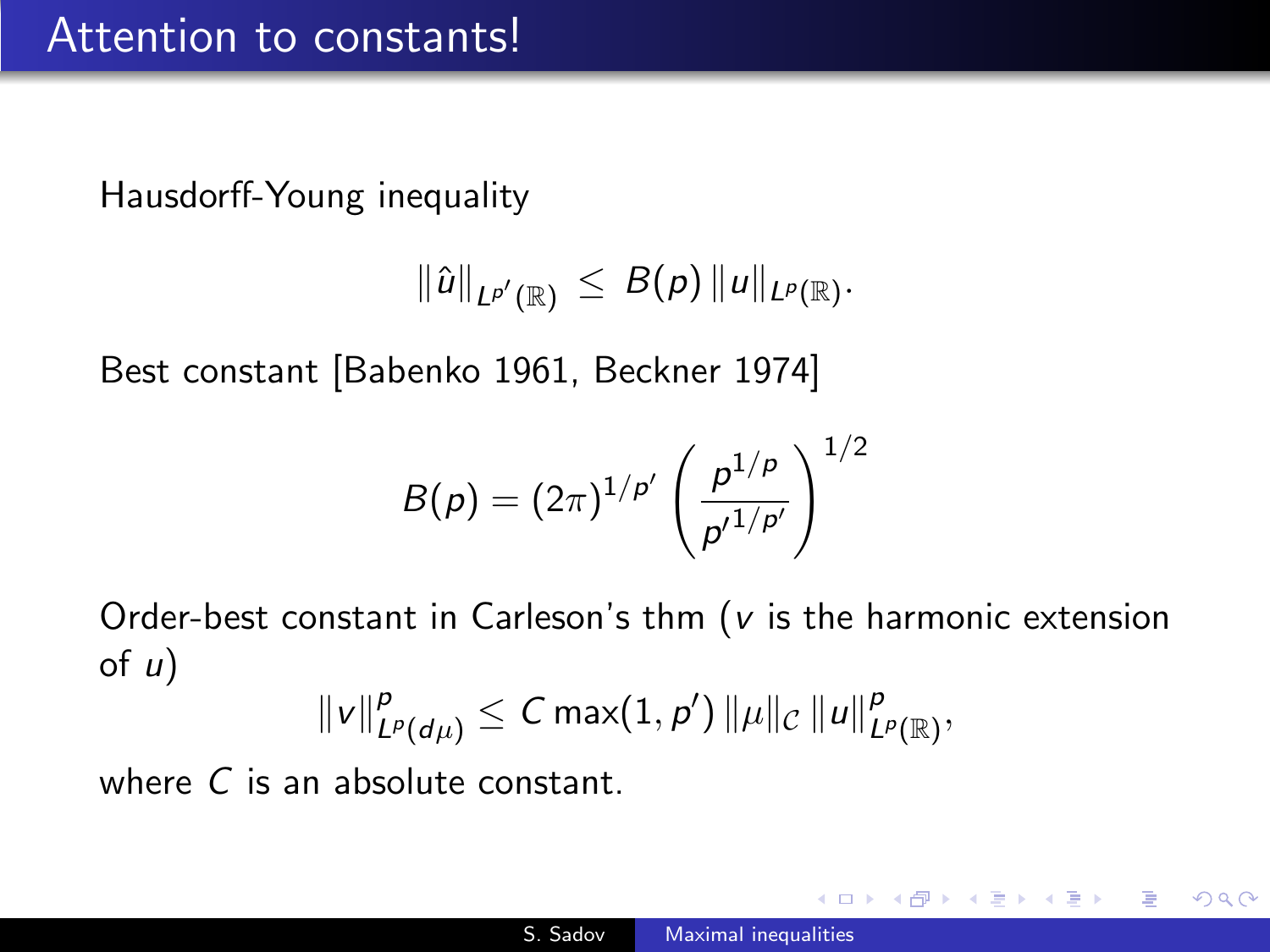# Attention to constants!

Hausdorff-Young inequality

$$\|\hat{u}\|_{L^{p'}(\mathbb{R})} \leq B(p)\,\|u\|_{L^p(\mathbb{R})}.$$

Best constant [Babenko 1961, Beckner 1974]

$$B(p) = (2\pi)^{1/p'} \left( \frac{p^{1/p}}{{p'}^{1/p'}} \right)^{1/2}$$

Order-best constant in Carleson's thm ($v$ is the harmonic extension of $u$)

$$\|v\|^p_{L^p(d\mu)} \leq C \max(1, p')\,\|\mu\|_{\mathcal{C}}\,\|u\|^p_{L^p(\mathbb{R})},$$

where $C$ is an absolute constant.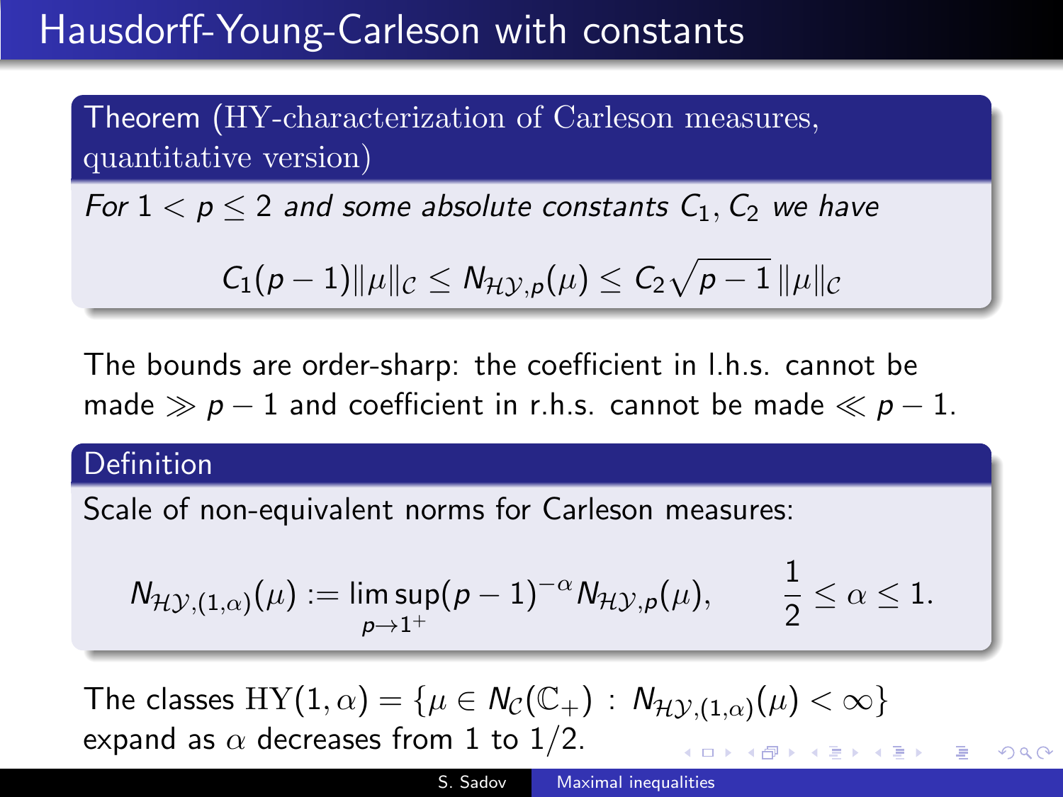# Hausdorff-Young-Carleson with constants

**Theorem (HY-characterization of Carleson measures, quantitative version)**

*For $1 < p \leq 2$ and some absolute constants $C_1, C_2$ we have*

$$C_1(p-1)\|\mu\|_{\mathcal{C}} \leq N_{\mathcal{HY},p}(\mu) \leq C_2\sqrt{p-1}\,\|\mu\|_{\mathcal{C}}$$

The bounds are order-sharp: the coefficient in l.h.s. cannot be made $\gg p-1$ and coefficient in r.h.s. cannot be made $\ll p-1$.

**Definition**

Scale of non-equivalent norms for Carleson measures:

$$N_{\mathcal{HY},(1,\alpha)}(\mu) := \limsup_{p\to 1^+}(p-1)^{-\alpha} N_{\mathcal{HY},p}(\mu), \qquad \frac{1}{2} \leq \alpha \leq 1.$$

The classes $\mathrm{HY}(1,\alpha) = \{\mu \in N_{\mathcal{C}}(\mathbb{C}_+) \,:\, N_{\mathcal{HY},(1,\alpha)}(\mu) < \infty\}$ expand as $\alpha$ decreases from 1 to 1/2.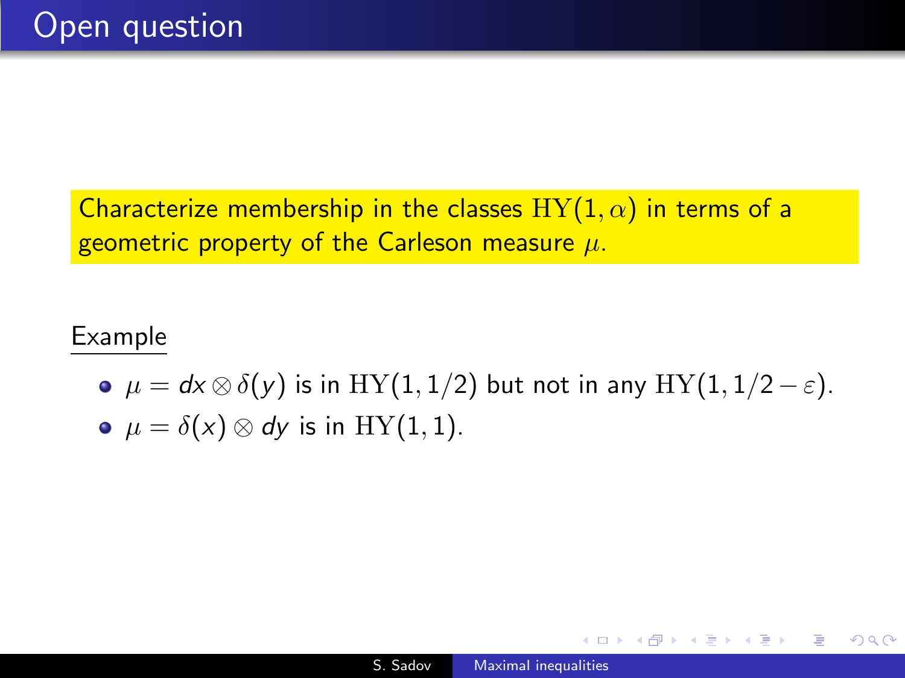# Open question

Characterize membership in the classes $\mathrm{HY}(1, \alpha)$ in terms of a geometric property of the Carleson measure $\mu$.

Example

- $\mu = dx \otimes \delta(y)$ is in $\mathrm{HY}(1, 1/2)$ but not in any $\mathrm{HY}(1, 1/2 - \varepsilon)$.
- $\mu = \delta(x) \otimes dy$ is in $\mathrm{HY}(1, 1)$.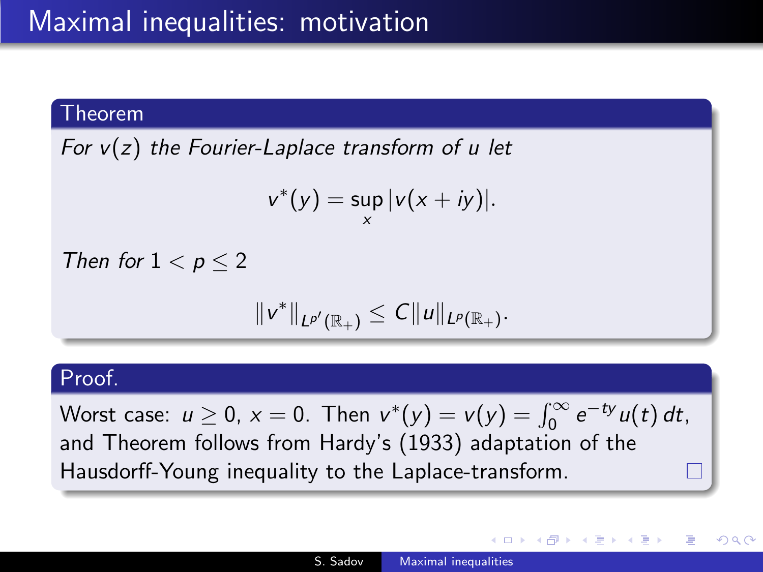# Maximal inequalities: motivation

**Theorem**

*For $v(z)$ the Fourier-Laplace transform of $u$ let*

$$v^*(y) = \sup_x |v(x+iy)|.$$

*Then for $1 < p \leq 2$*

$$\|v^*\|_{L^{p'}(\mathbb{R}_+)} \leq C\|u\|_{L^p(\mathbb{R}_+)}.$$

**Proof.**

Worst case: $u \geq 0$, $x = 0$. Then $v^*(y) = v(y) = \int_0^\infty e^{-ty} u(t)\, dt$, and Theorem follows from Hardy's (1933) adaptation of the Hausdorff-Young inequality to the Laplace-transform. □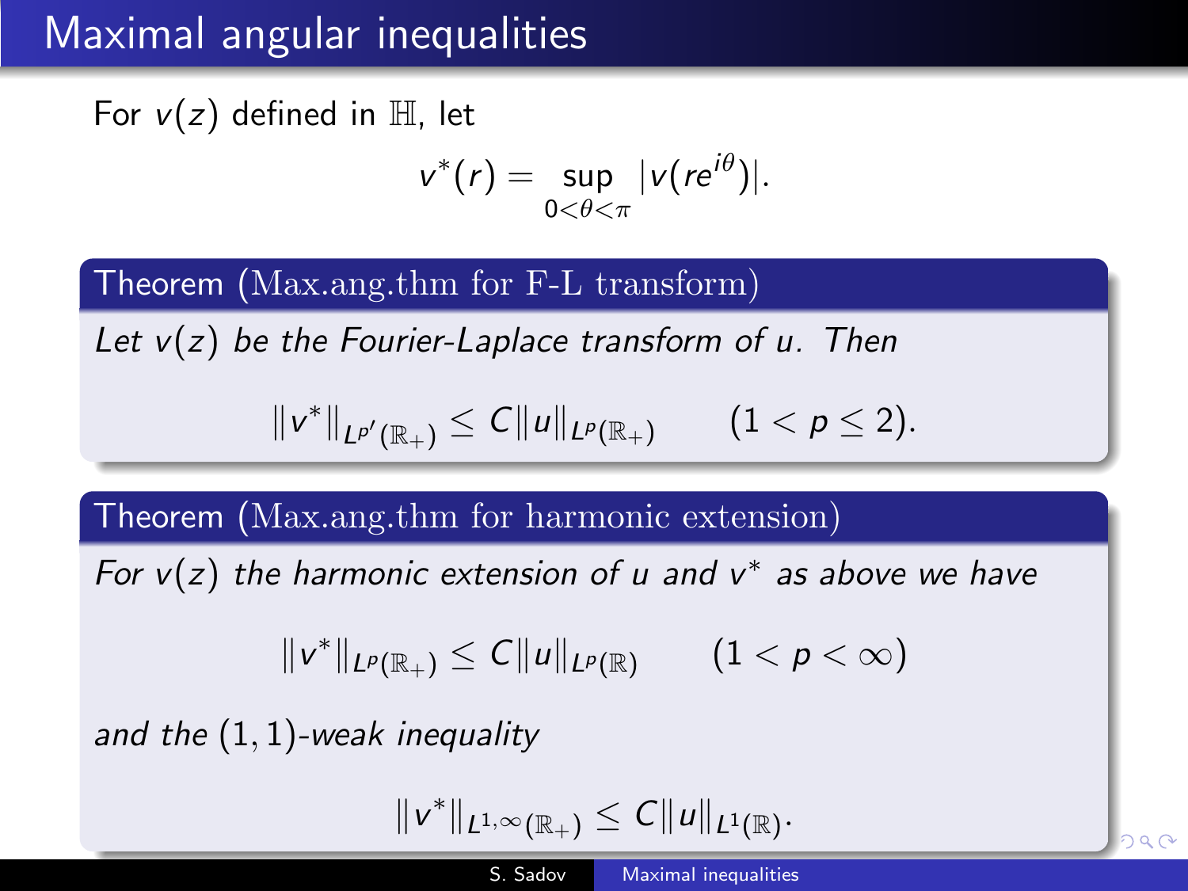# Maximal angular inequalities

For $v(z)$ defined in $\mathbb{H}$, let

$$v^*(r) = \sup_{0<\theta<\pi} |v(re^{i\theta})|.$$

**Theorem (Max.ang.thm for F-L transform)**

*Let $v(z)$ be the Fourier-Laplace transform of $u$. Then*

$$\|v^*\|_{L^{p'}(\mathbb{R}_+)} \leq C\|u\|_{L^p(\mathbb{R}_+)} \qquad (1 < p \leq 2).$$

**Theorem (Max.ang.thm for harmonic extension)**

*For $v(z)$ the harmonic extension of $u$ and $v^*$ as above we have*

$$\|v^*\|_{L^p(\mathbb{R}_+)} \leq C\|u\|_{L^p(\mathbb{R})} \qquad (1 < p < \infty)$$

*and the $(1,1)$-weak inequality*

$$\|v^*\|_{L^{1,\infty}(\mathbb{R}_+)} \leq C\|u\|_{L^1(\mathbb{R})}.$$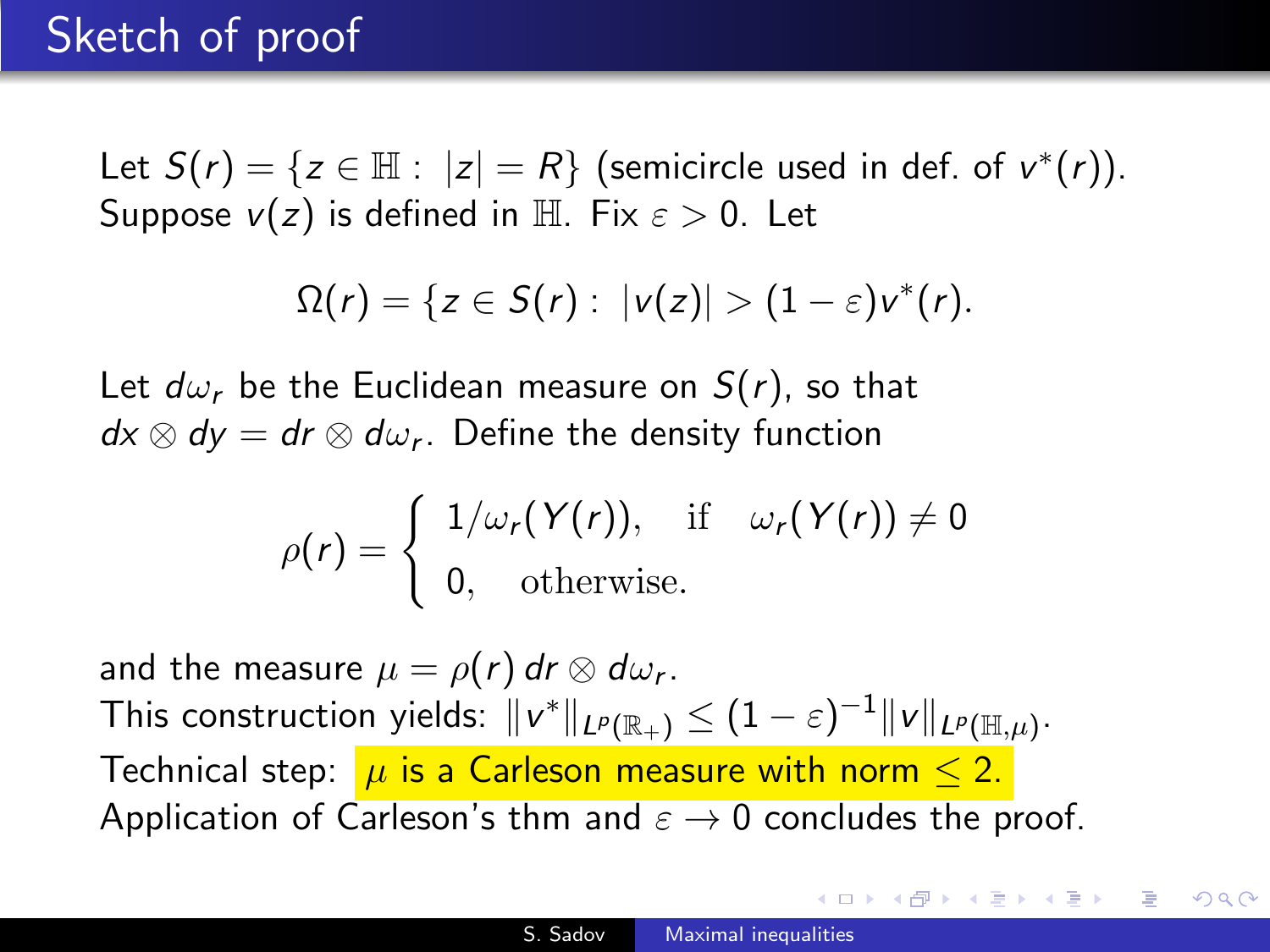# Sketch of proof

Let $S(r) = \{z \in \mathbb{H} : |z| = R\}$ (semicircle used in def. of $v^*(r)$).
Suppose $v(z)$ is defined in $\mathbb{H}$. Fix $\varepsilon > 0$. Let

$$\Omega(r) = \{z \in S(r) : |v(z)| > (1 - \varepsilon)v^*(r).$$

Let $d\omega_r$ be the Euclidean measure on $S(r)$, so that $dx \otimes dy = dr \otimes d\omega_r$. Define the density function

$$\rho(r) = \begin{cases} 1/\omega_r(Y(r)), & \text{if} \quad \omega_r(Y(r)) \neq 0 \\ 0, & \text{otherwise.} \end{cases}$$

and the measure $\mu = \rho(r)\, dr \otimes d\omega_r$.
This construction yields: $\|v^*\|_{L^p(\mathbb{R}_+)} \leq (1 - \varepsilon)^{-1} \|v\|_{L^p(\mathbb{H},\mu)}$.
Technical step: $\mu$ is a Carleson measure with norm $\leq 2$.
Application of Carleson's thm and $\varepsilon \to 0$ concludes the proof.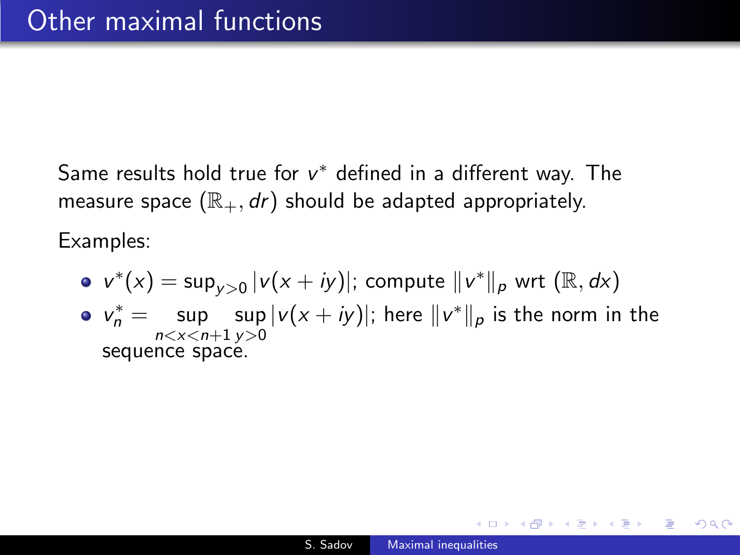# Other maximal functions

Same results hold true for $v^*$ defined in a different way. The measure space $(\mathbb{R}_+, dr)$ should be adapted appropriately.

Examples:

- $v^*(x) = \sup_{y>0} |v(x+iy)|$; compute $\|v^*\|_p$ wrt $(\mathbb{R}, dx)$
- $v_n^* = \sup\limits_{n<x<n+1} \sup\limits_{y>0} |v(x+iy)|$; here $\|v^*\|_p$ is the norm in the sequence space.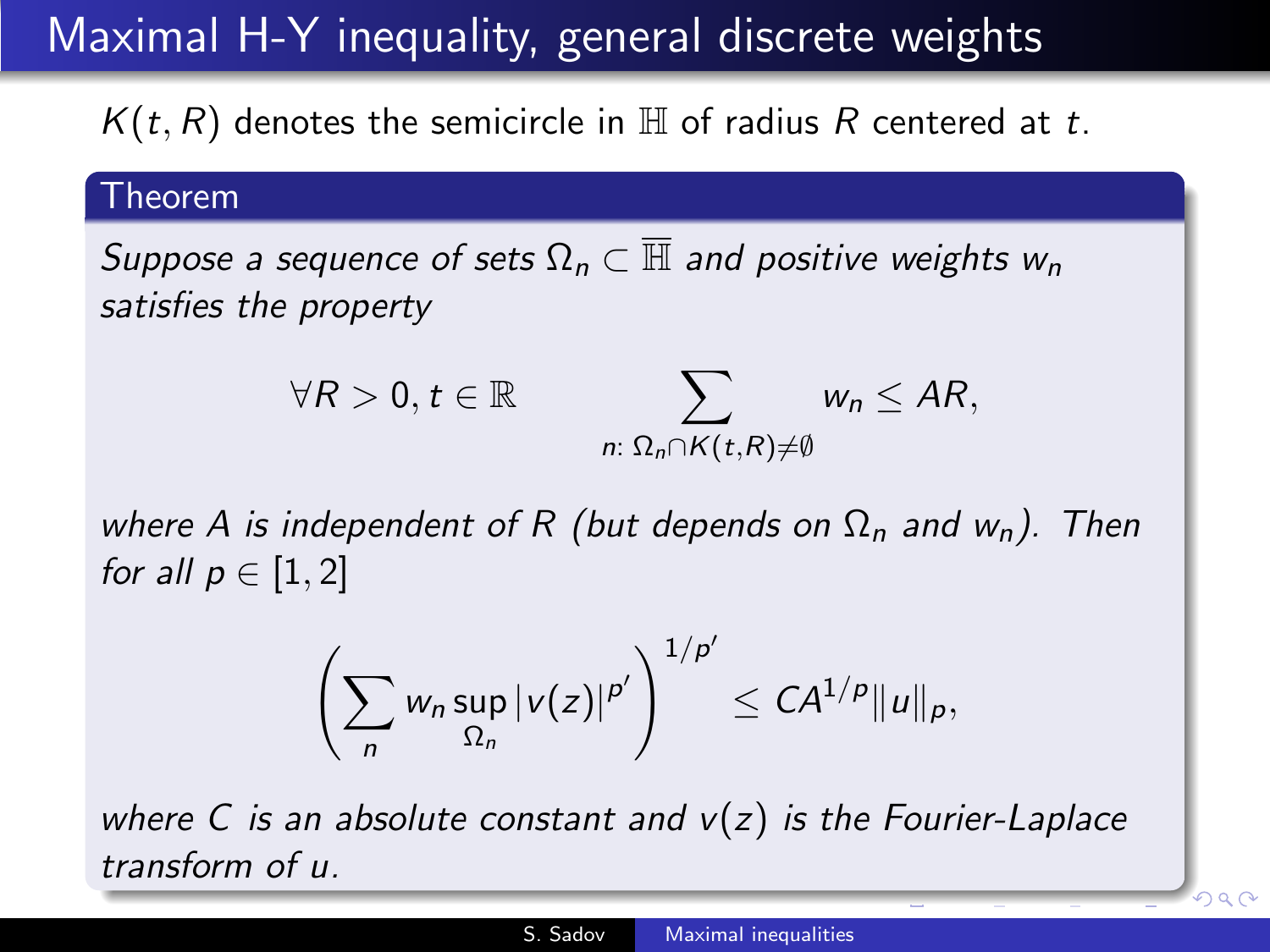# Maximal H-Y inequality, general discrete weights

$K(t, R)$ denotes the semicircle in $\mathbb{H}$ of radius $R$ centered at $t$.

**Theorem**

*Suppose a sequence of sets $\Omega_n \subset \overline{\mathbb{H}}$ and positive weights $w_n$ satisfies the property*

$$\forall R > 0, t \in \mathbb{R} \qquad \sum_{n\colon\, \Omega_n \cap K(t,R) \neq \emptyset} w_n \leq AR,$$

*where $A$ is independent of $R$ (but depends on $\Omega_n$ and $w_n$). Then for all $p \in [1, 2]$*

$$\left( \sum_n w_n \sup_{\Omega_n} |v(z)|^{p'} \right)^{1/p'} \leq C A^{1/p} \|u\|_p,$$

*where $C$ is an absolute constant and $v(z)$ is the Fourier-Laplace transform of $u$.*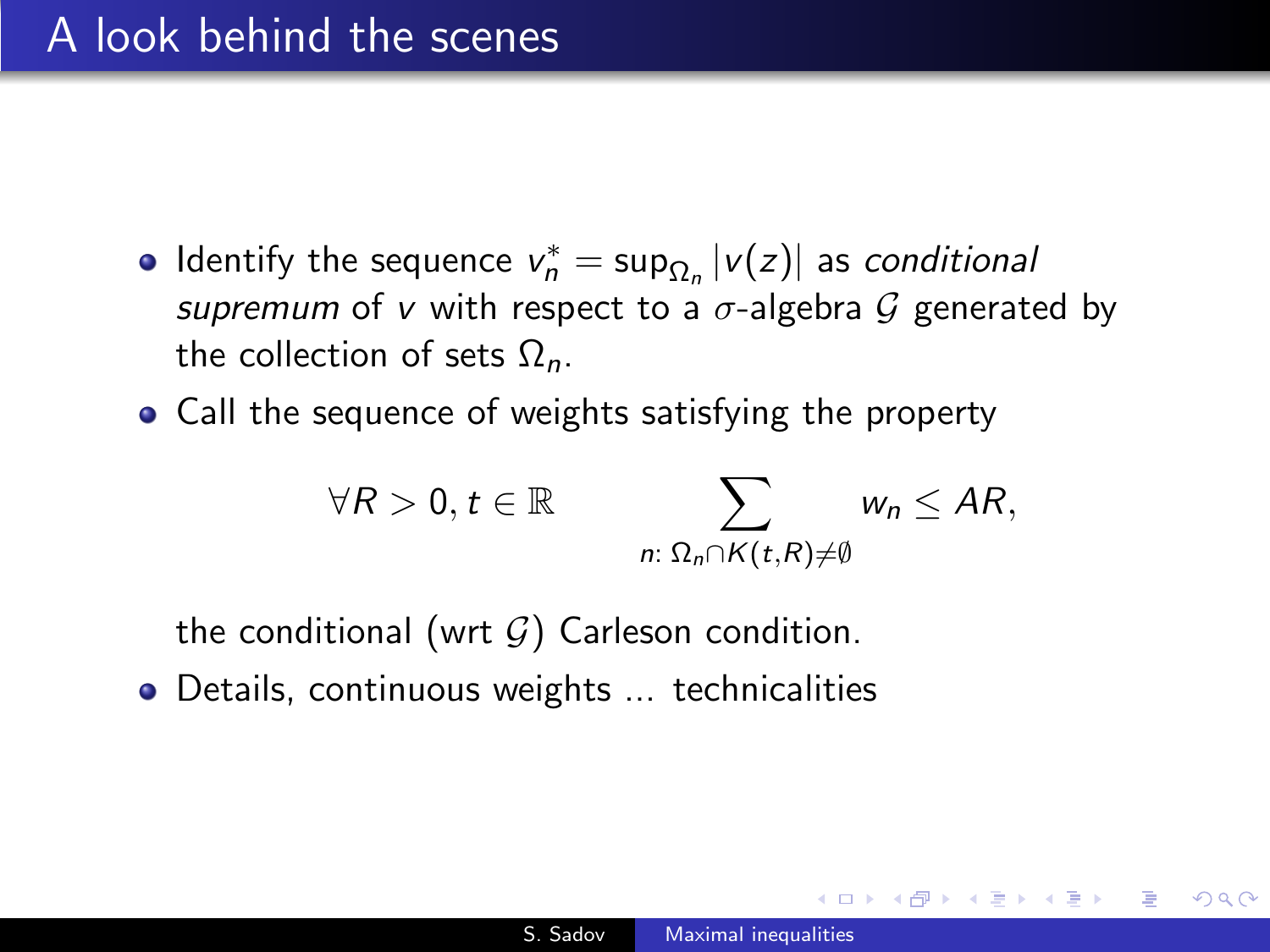# A look behind the scenes

- Identify the sequence $v_n^* = \sup_{\Omega_n} |v(z)|$ as *conditional supremum* of $v$ with respect to a $\sigma$-algebra $\mathcal{G}$ generated by the collection of sets $\Omega_n$.
- Call the sequence of weights satisfying the property

$$\forall R > 0, t \in \mathbb{R} \qquad \sum_{n:\, \Omega_n \cap K(t,R) \neq \emptyset} w_n \leq AR,$$

  the conditional (wrt $\mathcal{G}$) Carleson condition.
- Details, continuous weights ... technicalities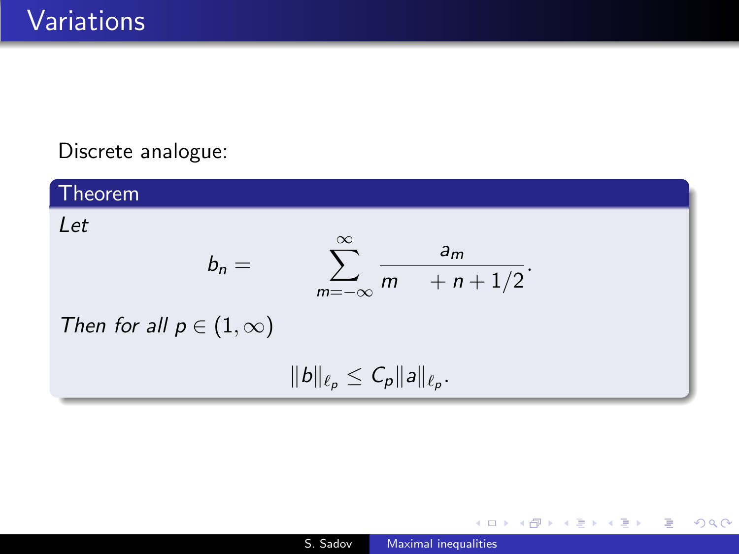# Variations

Discrete analogue:

**Theorem**

*Let*

$$b_n = \sum_{m=-\infty}^{\infty} \frac{a_m}{m \quad + n + 1/2}.$$

*Then for all* $p \in (1, \infty)$

$$\|b\|_{\ell_p} \leq C_p \|a\|_{\ell_p}.$$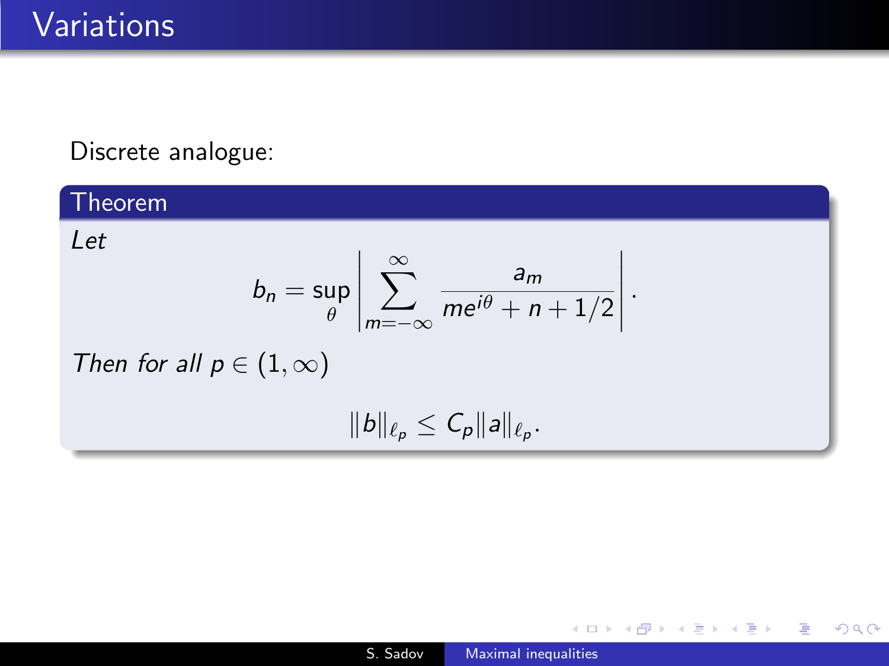# Variations

Discrete analogue:

**Theorem**

*Let*

$$b_n = \sup_\theta \left| \sum_{m=-\infty}^{\infty} \frac{a_m}{me^{i\theta} + n + 1/2} \right|.$$

*Then for all $p \in (1, \infty)$*

$$\|b\|_{\ell_p} \leq C_p \|a\|_{\ell_p}.$$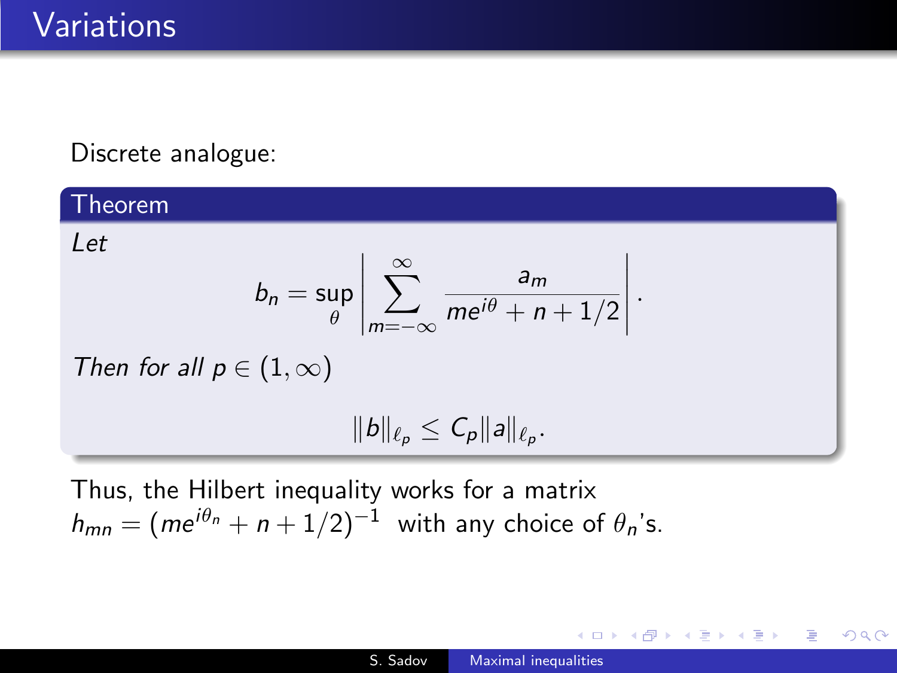# Variations

Discrete analogue:

**Theorem**

*Let*

$$b_n = \sup_\theta \left| \sum_{m=-\infty}^{\infty} \frac{a_m}{me^{i\theta} + n + 1/2} \right|.$$

*Then for all* $p \in (1, \infty)$

$$\|b\|_{\ell_p} \le C_p \|a\|_{\ell_p}.$$

Thus, the Hilbert inequality works for a matrix $h_{mn} = (me^{i\theta_n} + n + 1/2)^{-1}$ with any choice of $\theta_n$'s.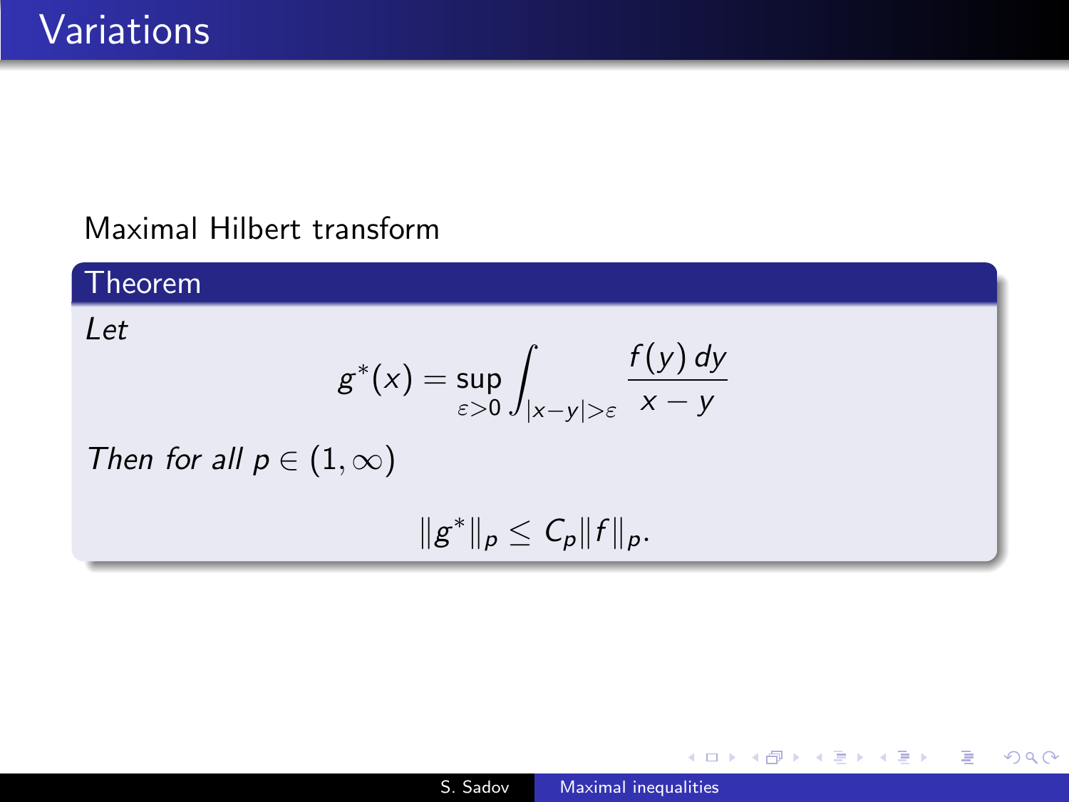# Variations

Maximal Hilbert transform

**Theorem**

*Let*

$$g^*(x) = \sup_{\varepsilon>0} \int_{|x-y|>\varepsilon} \frac{f(y)\,dy}{x-y}$$

*Then for all* $p \in (1,\infty)$

$$\|g^*\|_p \le C_p \|f\|_p.$$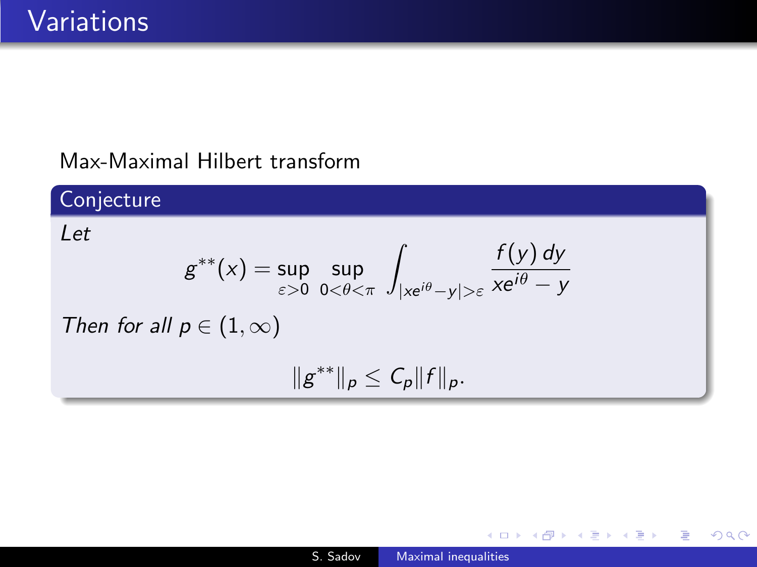# Variations

Max-Maximal Hilbert transform

**Conjecture**

*Let*

$$g^{**}(x) = \sup_{\varepsilon>0} \sup_{0<\theta<\pi} \int_{|xe^{i\theta}-y|>\varepsilon} \frac{f(y)\, dy}{xe^{i\theta} - y}$$

*Then for all* $p \in (1, \infty)$

$$\|g^{**}\|_p \leq C_p \|f\|_p.$$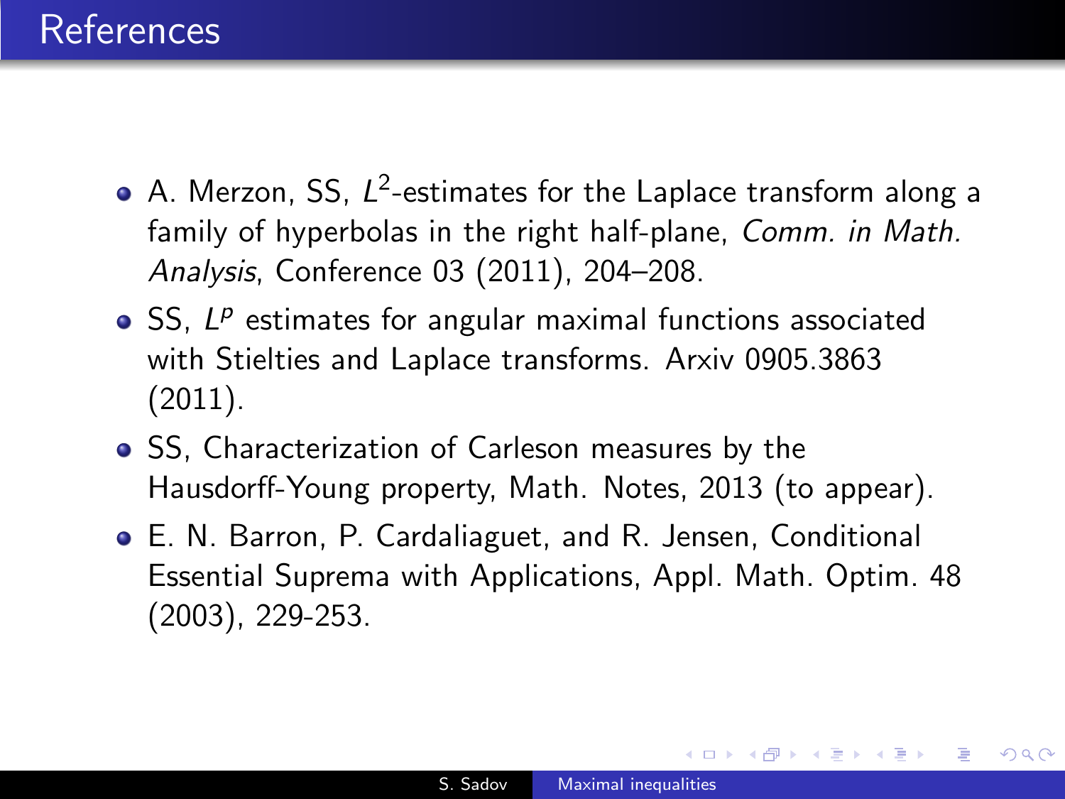# References

- A. Merzon, SS, $L^2$-estimates for the Laplace transform along a family of hyperbolas in the right half-plane, *Comm. in Math. Analysis*, Conference 03 (2011), 204–208.
- SS, $L^p$ estimates for angular maximal functions associated with Stielties and Laplace transforms. Arxiv 0905.3863 (2011).
- SS, Characterization of Carleson measures by the Hausdorff-Young property, Math. Notes, 2013 (to appear).
- E. N. Barron, P. Cardaliaguet, and R. Jensen, Conditional Essential Suprema with Applications, Appl. Math. Optim. 48 (2003), 229-253.